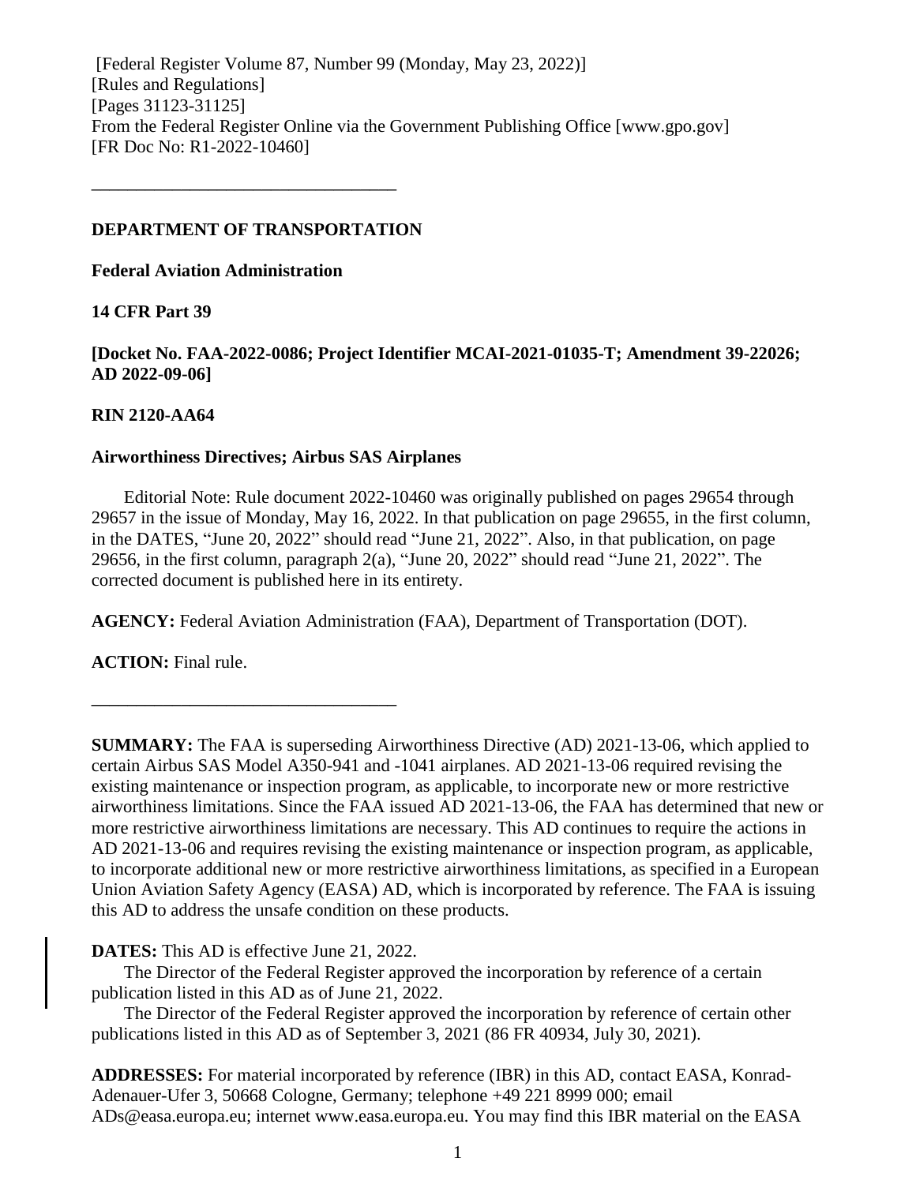[Federal Register Volume 87, Number 99 (Monday, May 23, 2022)]
[Rules and Regulations]
[Pages 31123-31125]
From the Federal Register Online via the Government Publishing Office [www.gpo.gov]
[FR Doc No: R1-2022-10460]

---

**DEPARTMENT OF TRANSPORTATION**

**Federal Aviation Administration**

**14 CFR Part 39**

**[Docket No. FAA-2022-0086; Project Identifier MCAI-2021-01035-T; Amendment 39-22026; AD 2022-09-06]**

**RIN 2120-AA64**

**Airworthiness Directives; Airbus SAS Airplanes**

Editorial Note: Rule document 2022-10460 was originally published on pages 29654 through 29657 in the issue of Monday, May 16, 2022. In that publication on page 29655, in the first column, in the DATES, "June 20, 2022" should read "June 21, 2022". Also, in that publication, on page 29656, in the first column, paragraph 2(a), "June 20, 2022" should read "June 21, 2022". The corrected document is published here in its entirety.

**AGENCY:** Federal Aviation Administration (FAA), Department of Transportation (DOT).

**ACTION:** Final rule.

---

**SUMMARY:** The FAA is superseding Airworthiness Directive (AD) 2021-13-06, which applied to certain Airbus SAS Model A350-941 and -1041 airplanes. AD 2021-13-06 required revising the existing maintenance or inspection program, as applicable, to incorporate new or more restrictive airworthiness limitations. Since the FAA issued AD 2021-13-06, the FAA has determined that new or more restrictive airworthiness limitations are necessary. This AD continues to require the actions in AD 2021-13-06 and requires revising the existing maintenance or inspection program, as applicable, to incorporate additional new or more restrictive airworthiness limitations, as specified in a European Union Aviation Safety Agency (EASA) AD, which is incorporated by reference. The FAA is issuing this AD to address the unsafe condition on these products.

**DATES:** This AD is effective June 21, 2022.

The Director of the Federal Register approved the incorporation by reference of a certain publication listed in this AD as of June 21, 2022.

The Director of the Federal Register approved the incorporation by reference of certain other publications listed in this AD as of September 3, 2021 (86 FR 40934, July 30, 2021).

**ADDRESSES:** For material incorporated by reference (IBR) in this AD, contact EASA, Konrad-Adenauer-Ufer 3, 50668 Cologne, Germany; telephone +49 221 8999 000; email ADs@easa.europa.eu; internet www.easa.europa.eu. You may find this IBR material on the EASA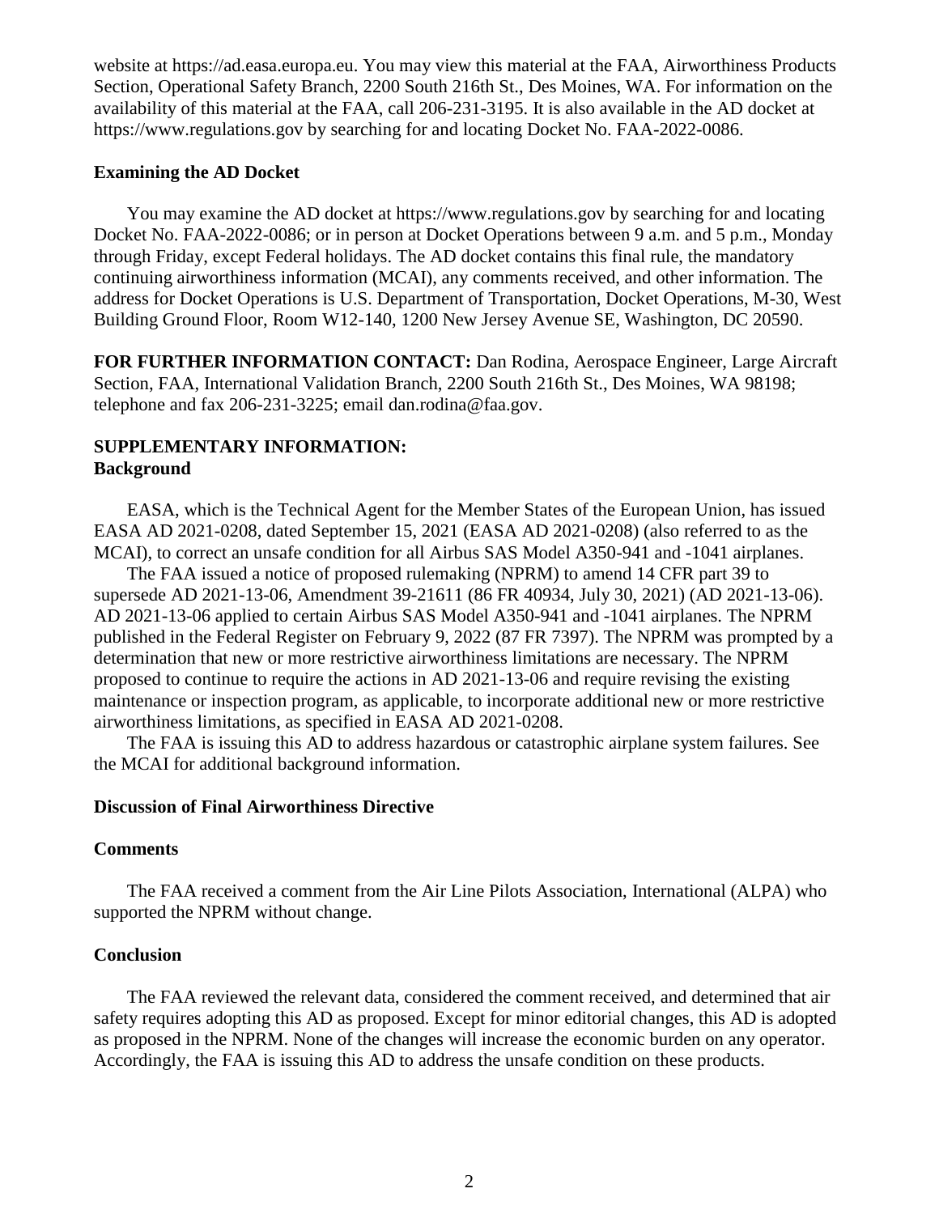website at https://ad.easa.europa.eu. You may view this material at the FAA, Airworthiness Products Section, Operational Safety Branch, 2200 South 216th St., Des Moines, WA. For information on the availability of this material at the FAA, call 206-231-3195. It is also available in the AD docket at https://www.regulations.gov by searching for and locating Docket No. FAA-2022-0086.

**Examining the AD Docket**

You may examine the AD docket at https://www.regulations.gov by searching for and locating Docket No. FAA-2022-0086; or in person at Docket Operations between 9 a.m. and 5 p.m., Monday through Friday, except Federal holidays. The AD docket contains this final rule, the mandatory continuing airworthiness information (MCAI), any comments received, and other information. The address for Docket Operations is U.S. Department of Transportation, Docket Operations, M-30, West Building Ground Floor, Room W12-140, 1200 New Jersey Avenue SE, Washington, DC 20590.

**FOR FURTHER INFORMATION CONTACT:** Dan Rodina, Aerospace Engineer, Large Aircraft Section, FAA, International Validation Branch, 2200 South 216th St., Des Moines, WA 98198; telephone and fax 206-231-3225; email dan.rodina@faa.gov.

**SUPPLEMENTARY INFORMATION:**

**Background**

EASA, which is the Technical Agent for the Member States of the European Union, has issued EASA AD 2021-0208, dated September 15, 2021 (EASA AD 2021-0208) (also referred to as the MCAI), to correct an unsafe condition for all Airbus SAS Model A350-941 and -1041 airplanes.

The FAA issued a notice of proposed rulemaking (NPRM) to amend 14 CFR part 39 to supersede AD 2021-13-06, Amendment 39-21611 (86 FR 40934, July 30, 2021) (AD 2021-13-06). AD 2021-13-06 applied to certain Airbus SAS Model A350-941 and -1041 airplanes. The NPRM published in the Federal Register on February 9, 2022 (87 FR 7397). The NPRM was prompted by a determination that new or more restrictive airworthiness limitations are necessary. The NPRM proposed to continue to require the actions in AD 2021-13-06 and require revising the existing maintenance or inspection program, as applicable, to incorporate additional new or more restrictive airworthiness limitations, as specified in EASA AD 2021-0208.

The FAA is issuing this AD to address hazardous or catastrophic airplane system failures. See the MCAI for additional background information.

**Discussion of Final Airworthiness Directive**

**Comments**

The FAA received a comment from the Air Line Pilots Association, International (ALPA) who supported the NPRM without change.

**Conclusion**

The FAA reviewed the relevant data, considered the comment received, and determined that air safety requires adopting this AD as proposed. Except for minor editorial changes, this AD is adopted as proposed in the NPRM. None of the changes will increase the economic burden on any operator. Accordingly, the FAA is issuing this AD to address the unsafe condition on these products.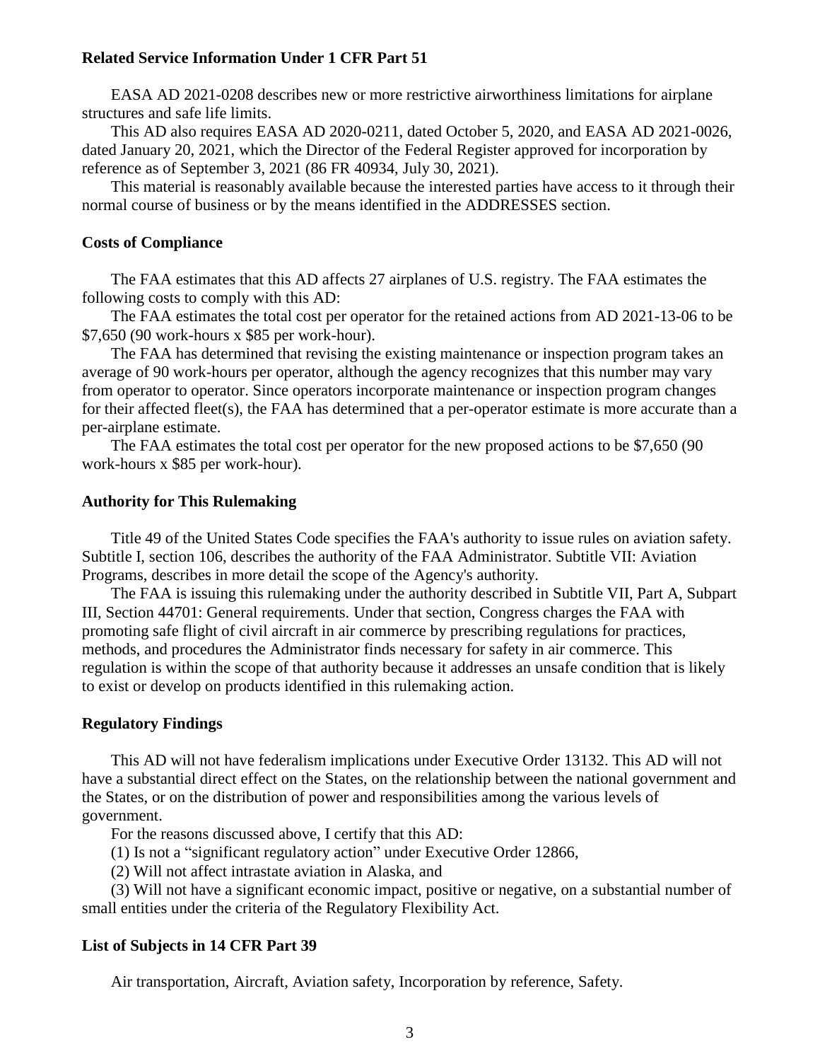### Related Service Information Under 1 CFR Part 51

EASA AD 2021-0208 describes new or more restrictive airworthiness limitations for airplane structures and safe life limits.

This AD also requires EASA AD 2020-0211, dated October 5, 2020, and EASA AD 2021-0026, dated January 20, 2021, which the Director of the Federal Register approved for incorporation by reference as of September 3, 2021 (86 FR 40934, July 30, 2021).

This material is reasonably available because the interested parties have access to it through their normal course of business or by the means identified in the ADDRESSES section.

### Costs of Compliance

The FAA estimates that this AD affects 27 airplanes of U.S. registry. The FAA estimates the following costs to comply with this AD:

The FAA estimates the total cost per operator for the retained actions from AD 2021-13-06 to be $7,650 (90 work-hours x $85 per work-hour).

The FAA has determined that revising the existing maintenance or inspection program takes an average of 90 work-hours per operator, although the agency recognizes that this number may vary from operator to operator. Since operators incorporate maintenance or inspection program changes for their affected fleet(s), the FAA has determined that a per-operator estimate is more accurate than a per-airplane estimate.

The FAA estimates the total cost per operator for the new proposed actions to be $7,650 (90 work-hours x $85 per work-hour).

### Authority for This Rulemaking

Title 49 of the United States Code specifies the FAA's authority to issue rules on aviation safety. Subtitle I, section 106, describes the authority of the FAA Administrator. Subtitle VII: Aviation Programs, describes in more detail the scope of the Agency's authority.

The FAA is issuing this rulemaking under the authority described in Subtitle VII, Part A, Subpart III, Section 44701: General requirements. Under that section, Congress charges the FAA with promoting safe flight of civil aircraft in air commerce by prescribing regulations for practices, methods, and procedures the Administrator finds necessary for safety in air commerce. This regulation is within the scope of that authority because it addresses an unsafe condition that is likely to exist or develop on products identified in this rulemaking action.

### Regulatory Findings

This AD will not have federalism implications under Executive Order 13132. This AD will not have a substantial direct effect on the States, on the relationship between the national government and the States, or on the distribution of power and responsibilities among the various levels of government.

For the reasons discussed above, I certify that this AD:

(1) Is not a "significant regulatory action" under Executive Order 12866,

(2) Will not affect intrastate aviation in Alaska, and

(3) Will not have a significant economic impact, positive or negative, on a substantial number of small entities under the criteria of the Regulatory Flexibility Act.

### List of Subjects in 14 CFR Part 39

Air transportation, Aircraft, Aviation safety, Incorporation by reference, Safety.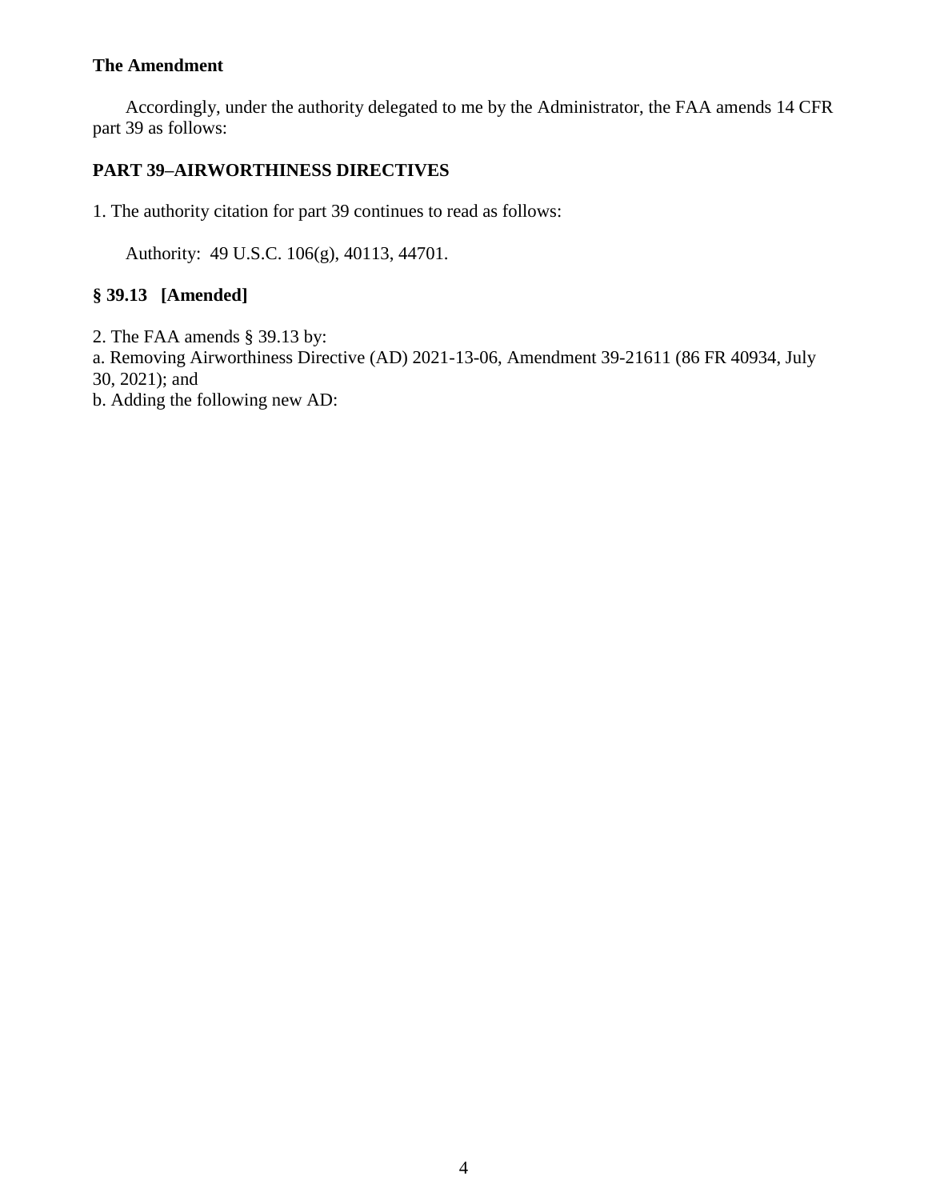**The Amendment**

Accordingly, under the authority delegated to me by the Administrator, the FAA amends 14 CFR part 39 as follows:

**PART 39–AIRWORTHINESS DIRECTIVES**

1. The authority citation for part 39 continues to read as follows:

Authority: 49 U.S.C. 106(g), 40113, 44701.

**§ 39.13 [Amended]**

2. The FAA amends § 39.13 by:

a. Removing Airworthiness Directive (AD) 2021-13-06, Amendment 39-21611 (86 FR 40934, July 30, 2021); and

b. Adding the following new AD: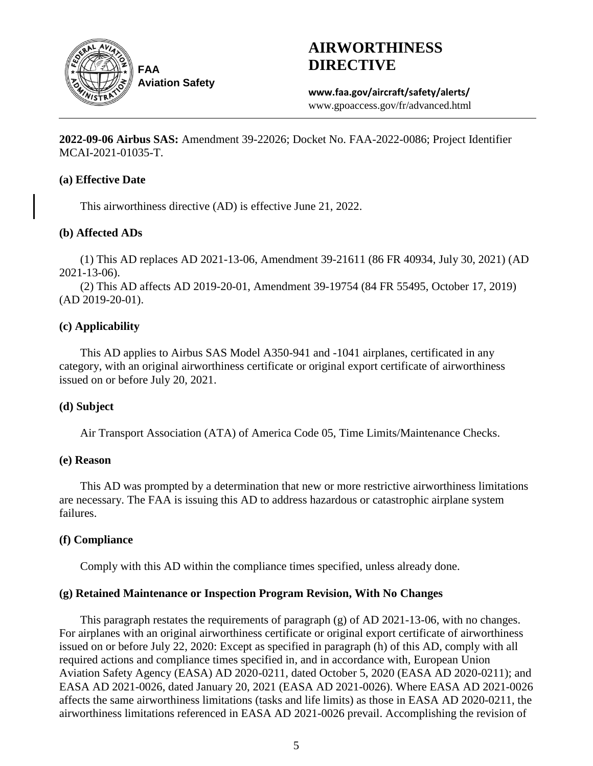**FAA Aviation Safety**

# AIRWORTHINESS DIRECTIVE

**www.faa.gov/aircraft/safety/alerts/**
www.gpoaccess.gov/fr/advanced.html

**2022-09-06 Airbus SAS:** Amendment 39-22026; Docket No. FAA-2022-0086; Project Identifier MCAI-2021-01035-T.

### (a) Effective Date

This airworthiness directive (AD) is effective June 21, 2022.

### (b) Affected ADs

(1) This AD replaces AD 2021-13-06, Amendment 39-21611 (86 FR 40934, July 30, 2021) (AD 2021-13-06).

(2) This AD affects AD 2019-20-01, Amendment 39-19754 (84 FR 55495, October 17, 2019) (AD 2019-20-01).

### (c) Applicability

This AD applies to Airbus SAS Model A350-941 and -1041 airplanes, certificated in any category, with an original airworthiness certificate or original export certificate of airworthiness issued on or before July 20, 2021.

### (d) Subject

Air Transport Association (ATA) of America Code 05, Time Limits/Maintenance Checks.

### (e) Reason

This AD was prompted by a determination that new or more restrictive airworthiness limitations are necessary. The FAA is issuing this AD to address hazardous or catastrophic airplane system failures.

### (f) Compliance

Comply with this AD within the compliance times specified, unless already done.

### (g) Retained Maintenance or Inspection Program Revision, With No Changes

This paragraph restates the requirements of paragraph (g) of AD 2021-13-06, with no changes. For airplanes with an original airworthiness certificate or original export certificate of airworthiness issued on or before July 22, 2020: Except as specified in paragraph (h) of this AD, comply with all required actions and compliance times specified in, and in accordance with, European Union Aviation Safety Agency (EASA) AD 2020-0211, dated October 5, 2020 (EASA AD 2020-0211); and EASA AD 2021-0026, dated January 20, 2021 (EASA AD 2021-0026). Where EASA AD 2021-0026 affects the same airworthiness limitations (tasks and life limits) as those in EASA AD 2020-0211, the airworthiness limitations referenced in EASA AD 2021-0026 prevail. Accomplishing the revision of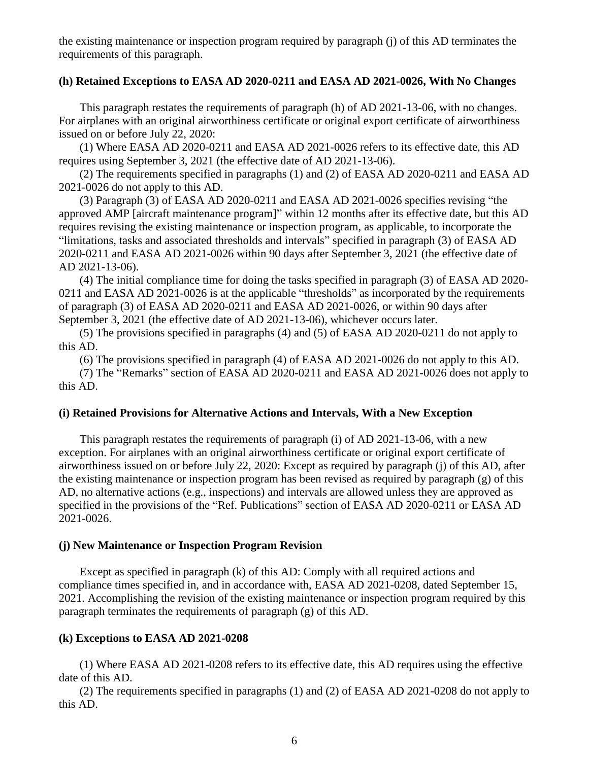the existing maintenance or inspection program required by paragraph (j) of this AD terminates the requirements of this paragraph.

### (h) Retained Exceptions to EASA AD 2020-0211 and EASA AD 2021-0026, With No Changes

This paragraph restates the requirements of paragraph (h) of AD 2021-13-06, with no changes. For airplanes with an original airworthiness certificate or original export certificate of airworthiness issued on or before July 22, 2020:

(1) Where EASA AD 2020-0211 and EASA AD 2021-0026 refers to its effective date, this AD requires using September 3, 2021 (the effective date of AD 2021-13-06).

(2) The requirements specified in paragraphs (1) and (2) of EASA AD 2020-0211 and EASA AD 2021-0026 do not apply to this AD.

(3) Paragraph (3) of EASA AD 2020-0211 and EASA AD 2021-0026 specifies revising "the approved AMP [aircraft maintenance program]" within 12 months after its effective date, but this AD requires revising the existing maintenance or inspection program, as applicable, to incorporate the "limitations, tasks and associated thresholds and intervals" specified in paragraph (3) of EASA AD 2020-0211 and EASA AD 2021-0026 within 90 days after September 3, 2021 (the effective date of AD 2021-13-06).

(4) The initial compliance time for doing the tasks specified in paragraph (3) of EASA AD 2020-0211 and EASA AD 2021-0026 is at the applicable "thresholds" as incorporated by the requirements of paragraph (3) of EASA AD 2020-0211 and EASA AD 2021-0026, or within 90 days after September 3, 2021 (the effective date of AD 2021-13-06), whichever occurs later.

(5) The provisions specified in paragraphs (4) and (5) of EASA AD 2020-0211 do not apply to this AD.

(6) The provisions specified in paragraph (4) of EASA AD 2021-0026 do not apply to this AD.

(7) The "Remarks" section of EASA AD 2020-0211 and EASA AD 2021-0026 does not apply to this AD.

### (i) Retained Provisions for Alternative Actions and Intervals, With a New Exception

This paragraph restates the requirements of paragraph (i) of AD 2021-13-06, with a new exception. For airplanes with an original airworthiness certificate or original export certificate of airworthiness issued on or before July 22, 2020: Except as required by paragraph (j) of this AD, after the existing maintenance or inspection program has been revised as required by paragraph (g) of this AD, no alternative actions (e.g., inspections) and intervals are allowed unless they are approved as specified in the provisions of the "Ref. Publications" section of EASA AD 2020-0211 or EASA AD 2021-0026.

### (j) New Maintenance or Inspection Program Revision

Except as specified in paragraph (k) of this AD: Comply with all required actions and compliance times specified in, and in accordance with, EASA AD 2021-0208, dated September 15, 2021. Accomplishing the revision of the existing maintenance or inspection program required by this paragraph terminates the requirements of paragraph (g) of this AD.

### (k) Exceptions to EASA AD 2021-0208

(1) Where EASA AD 2021-0208 refers to its effective date, this AD requires using the effective date of this AD.

(2) The requirements specified in paragraphs (1) and (2) of EASA AD 2021-0208 do not apply to this AD.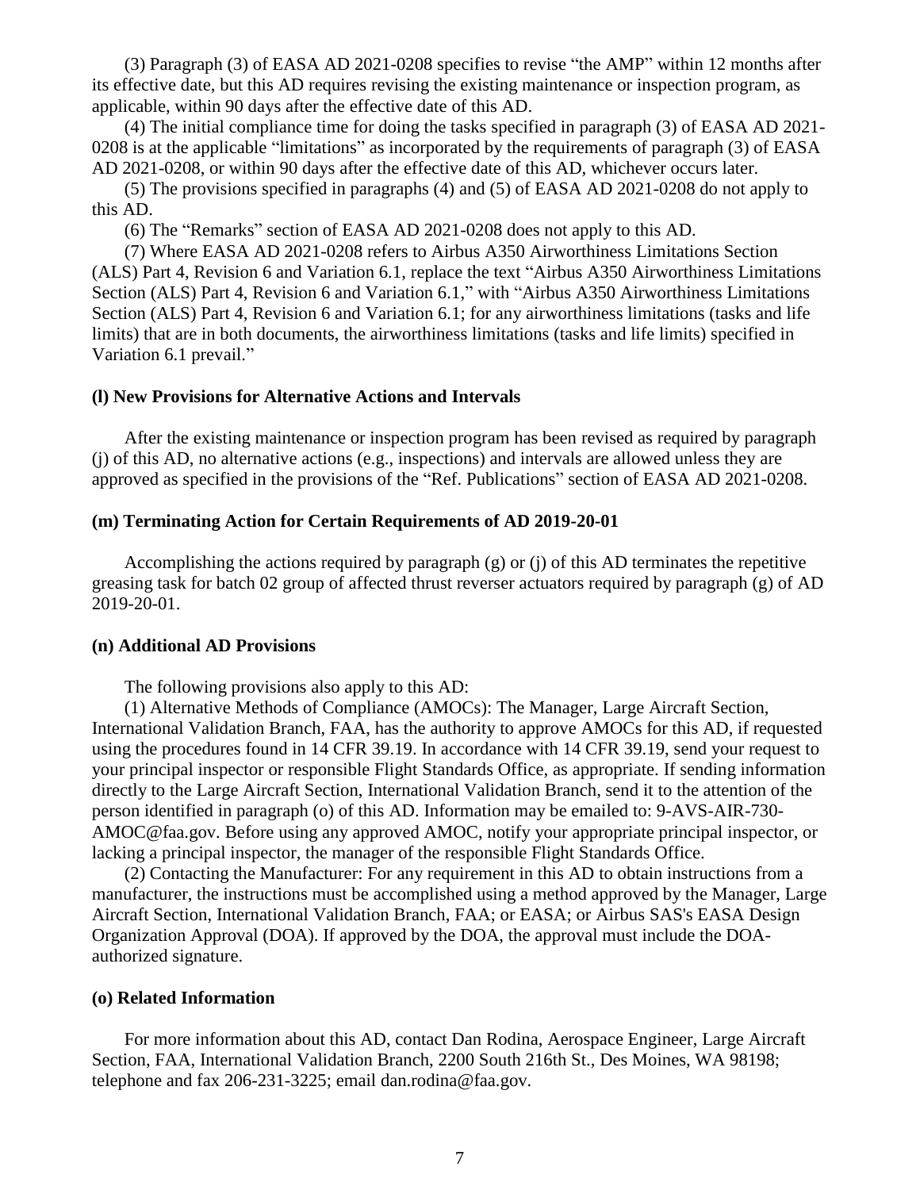(3) Paragraph (3) of EASA AD 2021-0208 specifies to revise "the AMP" within 12 months after its effective date, but this AD requires revising the existing maintenance or inspection program, as applicable, within 90 days after the effective date of this AD.

(4) The initial compliance time for doing the tasks specified in paragraph (3) of EASA AD 2021-0208 is at the applicable "limitations" as incorporated by the requirements of paragraph (3) of EASA AD 2021-0208, or within 90 days after the effective date of this AD, whichever occurs later.

(5) The provisions specified in paragraphs (4) and (5) of EASA AD 2021-0208 do not apply to this AD.

(6) The "Remarks" section of EASA AD 2021-0208 does not apply to this AD.

(7) Where EASA AD 2021-0208 refers to Airbus A350 Airworthiness Limitations Section (ALS) Part 4, Revision 6 and Variation 6.1, replace the text "Airbus A350 Airworthiness Limitations Section (ALS) Part 4, Revision 6 and Variation 6.1," with "Airbus A350 Airworthiness Limitations Section (ALS) Part 4, Revision 6 and Variation 6.1; for any airworthiness limitations (tasks and life limits) that are in both documents, the airworthiness limitations (tasks and life limits) specified in Variation 6.1 prevail."

**(l) New Provisions for Alternative Actions and Intervals**

After the existing maintenance or inspection program has been revised as required by paragraph (j) of this AD, no alternative actions (e.g., inspections) and intervals are allowed unless they are approved as specified in the provisions of the "Ref. Publications" section of EASA AD 2021-0208.

**(m) Terminating Action for Certain Requirements of AD 2019-20-01**

Accomplishing the actions required by paragraph (g) or (j) of this AD terminates the repetitive greasing task for batch 02 group of affected thrust reverser actuators required by paragraph (g) of AD 2019-20-01.

**(n) Additional AD Provisions**

The following provisions also apply to this AD:

(1) Alternative Methods of Compliance (AMOCs): The Manager, Large Aircraft Section, International Validation Branch, FAA, has the authority to approve AMOCs for this AD, if requested using the procedures found in 14 CFR 39.19. In accordance with 14 CFR 39.19, send your request to your principal inspector or responsible Flight Standards Office, as appropriate. If sending information directly to the Large Aircraft Section, International Validation Branch, send it to the attention of the person identified in paragraph (o) of this AD. Information may be emailed to: 9-AVS-AIR-730-AMOC@faa.gov. Before using any approved AMOC, notify your appropriate principal inspector, or lacking a principal inspector, the manager of the responsible Flight Standards Office.

(2) Contacting the Manufacturer: For any requirement in this AD to obtain instructions from a manufacturer, the instructions must be accomplished using a method approved by the Manager, Large Aircraft Section, International Validation Branch, FAA; or EASA; or Airbus SAS's EASA Design Organization Approval (DOA). If approved by the DOA, the approval must include the DOA-authorized signature.

**(o) Related Information**

For more information about this AD, contact Dan Rodina, Aerospace Engineer, Large Aircraft Section, FAA, International Validation Branch, 2200 South 216th St., Des Moines, WA 98198; telephone and fax 206-231-3225; email dan.rodina@faa.gov.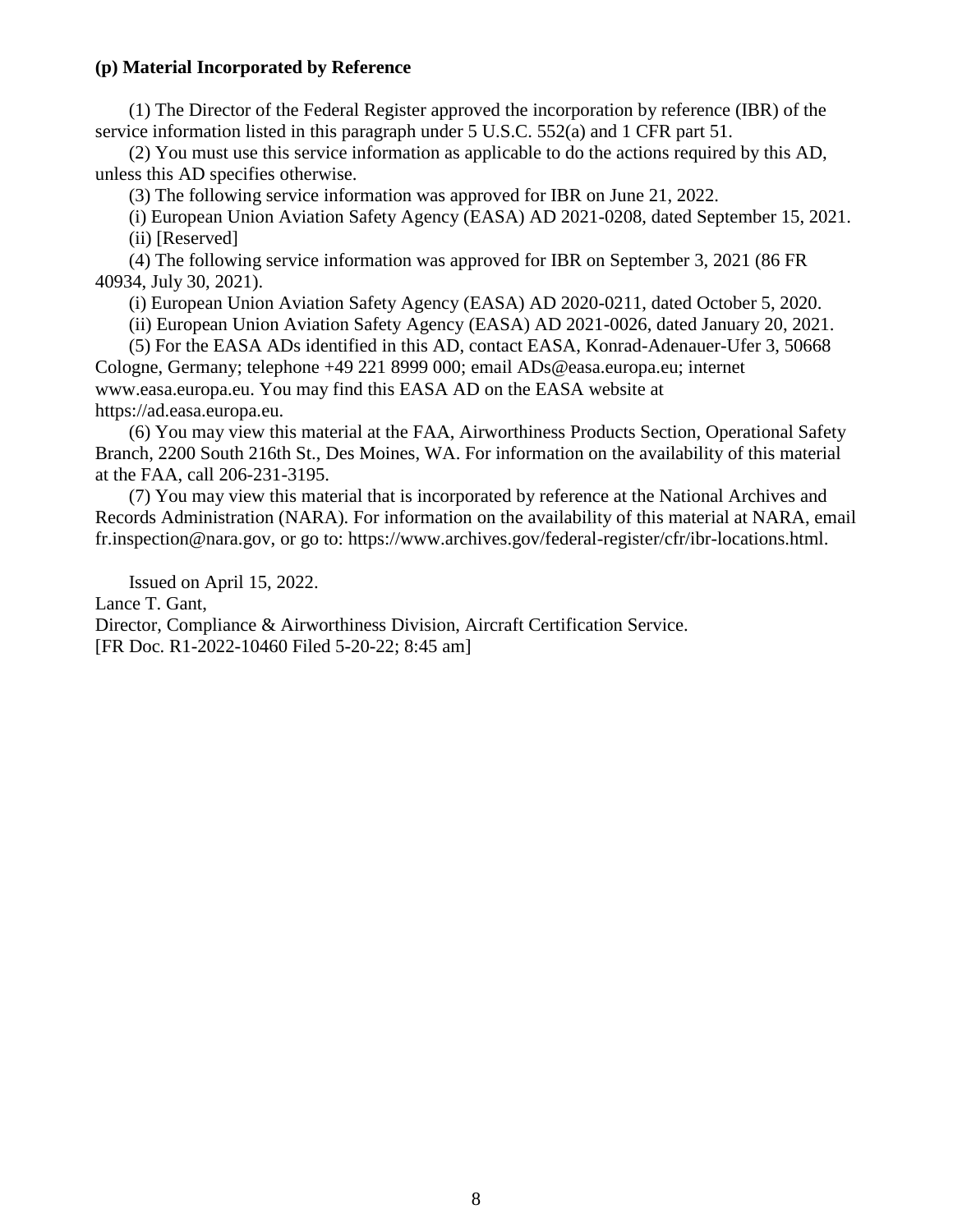**(p) Material Incorporated by Reference**

(1) The Director of the Federal Register approved the incorporation by reference (IBR) of the service information listed in this paragraph under 5 U.S.C. 552(a) and 1 CFR part 51.

(2) You must use this service information as applicable to do the actions required by this AD, unless this AD specifies otherwise.

(3) The following service information was approved for IBR on June 21, 2022.

(i) European Union Aviation Safety Agency (EASA) AD 2021-0208, dated September 15, 2021.

(ii) [Reserved]

(4) The following service information was approved for IBR on September 3, 2021 (86 FR 40934, July 30, 2021).

(i) European Union Aviation Safety Agency (EASA) AD 2020-0211, dated October 5, 2020.

(ii) European Union Aviation Safety Agency (EASA) AD 2021-0026, dated January 20, 2021.

(5) For the EASA ADs identified in this AD, contact EASA, Konrad-Adenauer-Ufer 3, 50668 Cologne, Germany; telephone +49 221 8999 000; email ADs@easa.europa.eu; internet www.easa.europa.eu. You may find this EASA AD on the EASA website at https://ad.easa.europa.eu.

(6) You may view this material at the FAA, Airworthiness Products Section, Operational Safety Branch, 2200 South 216th St., Des Moines, WA. For information on the availability of this material at the FAA, call 206-231-3195.

(7) You may view this material that is incorporated by reference at the National Archives and Records Administration (NARA). For information on the availability of this material at NARA, email fr.inspection@nara.gov, or go to: https://www.archives.gov/federal-register/cfr/ibr-locations.html.

Issued on April 15, 2022.

Lance T. Gant,

Director, Compliance & Airworthiness Division, Aircraft Certification Service.

[FR Doc. R1-2022-10460 Filed 5-20-22; 8:45 am]